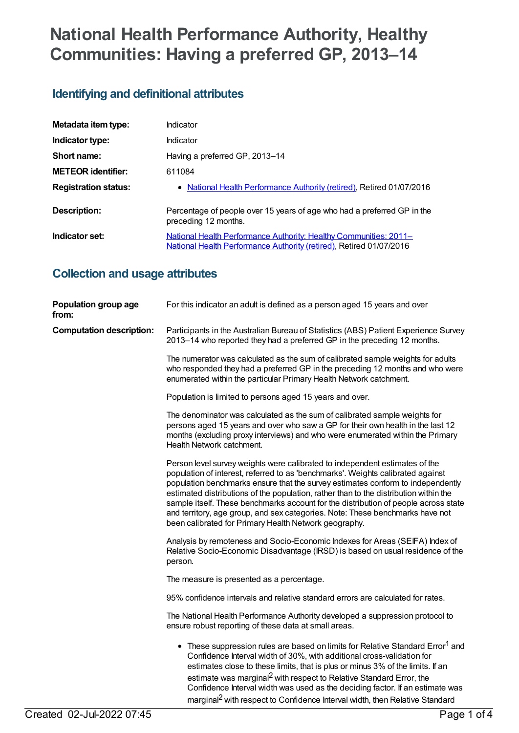# National Health Performance Authority, Healthy Communities: Having a preferred GP, 2013–14

## Identifying and definitional attributes

| | |
|---|---|
| **Metadata item type:** | Indicator |
| **Indicator type:** | Indicator |
| **Short name:** | Having a preferred GP, 2013–14 |
| **METEOR identifier:** | 611084 |
| **Registration status:** | • National Health Performance Authority (retired), Retired 01/07/2016 |
| **Description:** | Percentage of people over 15 years of age who had a preferred GP in the preceding 12 months. |
| **Indicator set:** | National Health Performance Authority: Healthy Communities: 2011– National Health Performance Authority (retired), Retired 01/07/2016 |

## Collection and usage attributes

**Population group age from:** For this indicator an adult is defined as a person aged 15 years and over

**Computation description:** Participants in the Australian Bureau of Statistics (ABS) Patient Experience Survey 2013–14 who reported they had a preferred GP in the preceding 12 months.

The numerator was calculated as the sum of calibrated sample weights for adults who responded they had a preferred GP in the preceding 12 months and who were enumerated within the particular Primary Health Network catchment.

Population is limited to persons aged 15 years and over.

The denominator was calculated as the sum of calibrated sample weights for persons aged 15 years and over who saw a GP for their own health in the last 12 months (excluding proxy interviews) and who were enumerated within the Primary Health Network catchment.

Person level survey weights were calibrated to independent estimates of the population of interest, referred to as 'benchmarks'. Weights calibrated against population benchmarks ensure that the survey estimates conform to independently estimated distributions of the population, rather than to the distribution within the sample itself. These benchmarks account for the distribution of people across state and territory, age group, and sex categories. Note: These benchmarks have not been calibrated for Primary Health Network geography.

Analysis by remoteness and Socio-Economic Indexes for Areas (SEIFA) Index of Relative Socio-Economic Disadvantage (IRSD) is based on usual residence of the person.

The measure is presented as a percentage.

95% confidence intervals and relative standard errors are calculated for rates.

The National Health Performance Authority developed a suppression protocol to ensure robust reporting of these data at small areas.

- These suppression rules are based on limits for Relative Standard Error[1] and Confidence Interval width of 30%, with additional cross-validation for estimates close to these limits, that is plus or minus 3% of the limits. If an estimate was marginal[2] with respect to Relative Standard Error, the Confidence Interval width was used as the deciding factor. If an estimate was marginal[2] with respect to Confidence Interval width, then Relative Standard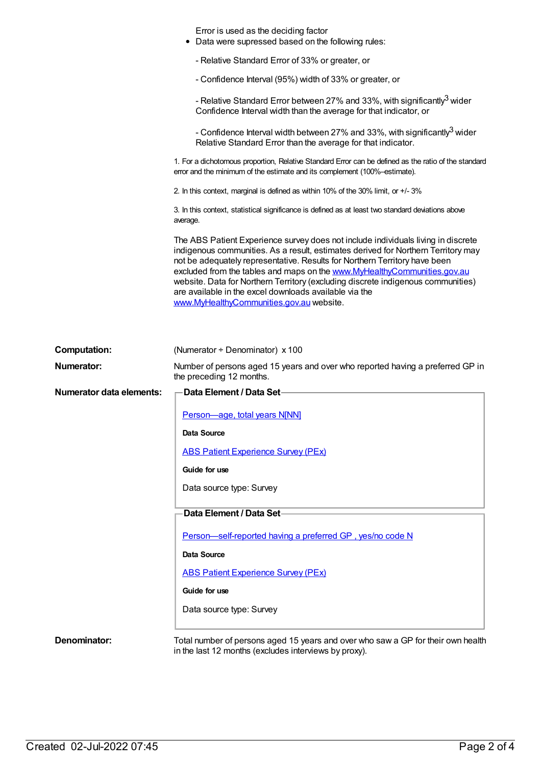Error is used as the deciding factor

- Data were supressed based on the following rules:

  - Relative Standard Error of 33% or greater, or

  - Confidence Interval (95%) width of 33% or greater, or

  - Relative Standard Error between 27% and 33%, with significantly[3] wider Confidence Interval width than the average for that indicator, or

  - Confidence Interval width between 27% and 33%, with significantly[3] wider Relative Standard Error than the average for that indicator.

1. For a dichotomous proportion, Relative Standard Error can be defined as the ratio of the standard error and the minimum of the estimate and its complement (100%–estimate).

2. In this context, marginal is defined as within 10% of the 30% limit, or +/- 3%

3. In this context, statistical significance is defined as at least two standard deviations above average.

The ABS Patient Experience survey does not include individuals living in discrete indigenous communities. As a result, estimates derived for Northern Territory may not be adequately representative. Results for Northern Territory have been excluded from the tables and maps on the [www.MyHealthyCommunities.gov.au](www.MyHealthyCommunities.gov.au) website. Data for Northern Territory (excluding discrete indigenous communities) are available in the excel downloads available via the [www.MyHealthyCommunities.gov.au](www.MyHealthyCommunities.gov.au) website.

**Computation:** (Numerator ÷ Denominator) x 100

**Numerator:** Number of persons aged 15 years and over who reported having a preferred GP in the preceding 12 months.

**Numerator data elements:**

**Data Element / Data Set**

Person—age, total years N[NN]

**Data Source**

ABS Patient Experience Survey (PEx)

**Guide for use**

Data source type: Survey

**Data Element / Data Set**

Person—self-reported having a preferred GP , yes/no code N

**Data Source**

ABS Patient Experience Survey (PEx)

**Guide for use**

Data source type: Survey

**Denominator:** Total number of persons aged 15 years and over who saw a GP for their own health in the last 12 months (excludes interviews by proxy).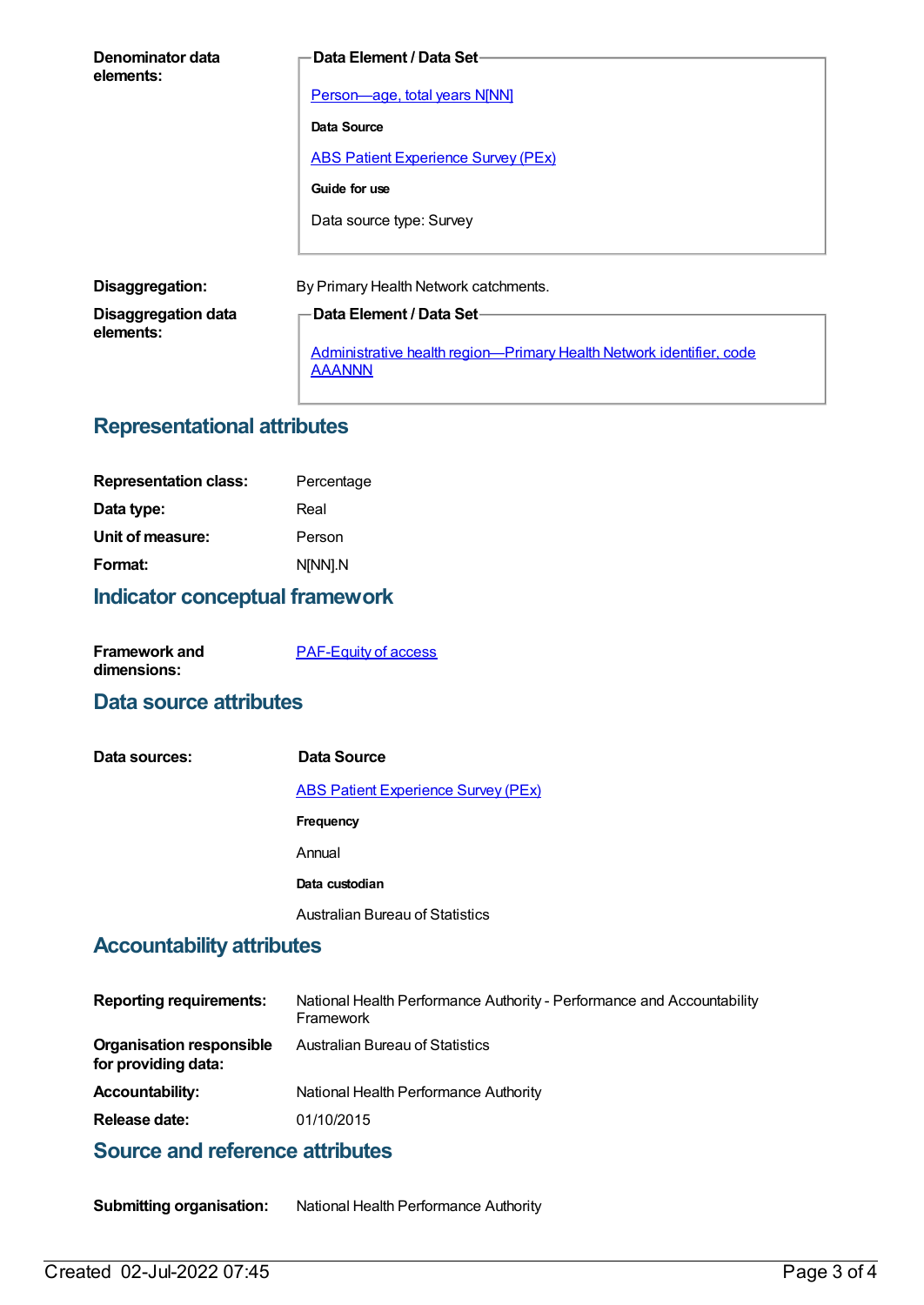**Denominator data elements:**

**Data Element / Data Set**

Person—age, total years N[NN]

**Data Source**

ABS Patient Experience Survey (PEx)

**Guide for use**

Data source type: Survey

**Disaggregation:** By Primary Health Network catchments.

**Disaggregation data elements:**

**Data Element / Data Set**

Administrative health region—Primary Health Network identifier, code AAANNN

## Representational attributes

| | |
|---|---|
| **Representation class:** | Percentage |
| **Data type:** | Real |
| **Unit of measure:** | Person |
| **Format:** | N[NN].N |

## Indicator conceptual framework

**Framework and dimensions:** PAF-Equity of access

## Data source attributes

**Data sources:**

**Data Source**

ABS Patient Experience Survey (PEx)

**Frequency**

Annual

**Data custodian**

Australian Bureau of Statistics

## Accountability attributes

| | |
|---|---|
| **Reporting requirements:** | National Health Performance Authority - Performance and Accountability Framework |
| **Organisation responsible for providing data:** | Australian Bureau of Statistics |
| **Accountability:** | National Health Performance Authority |
| **Release date:** | 01/10/2015 |

## Source and reference attributes

**Submitting organisation:** National Health Performance Authority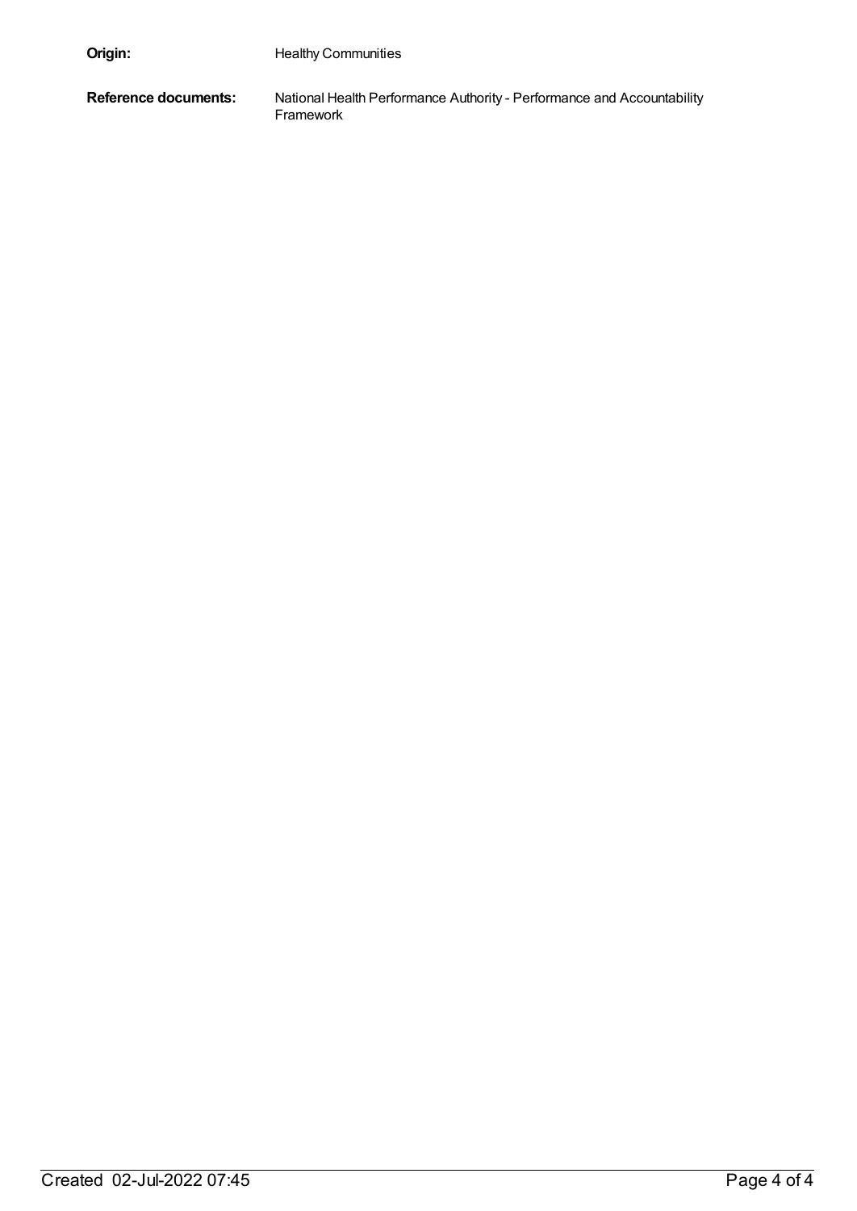**Origin:** Healthy Communities

**Reference documents:** National Health Performance Authority - Performance and Accountability Framework